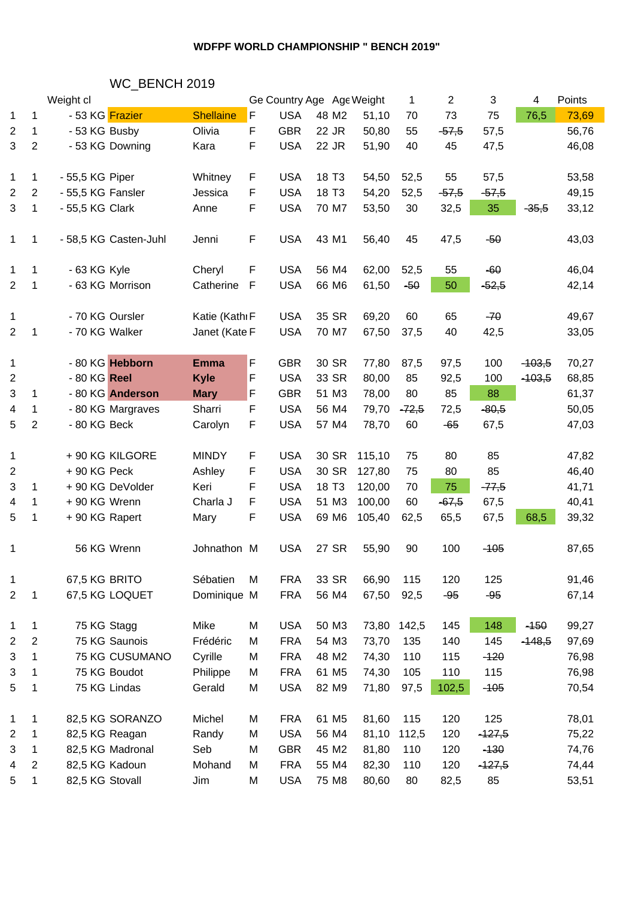# WDFPF WORLD CHAMPIONSHIP " BENCH 2019"

## WC_BENCH 2019

|  |  | Weight cl |  |  | Ge | Country | Age | Age | Weight | 1 | 2 | 3 | 4 | Points |
|---|---|---|---|---|---|---|---|---|---|---|---|---|---|---|
| 1 | 1 | - 53 KG | Frazier | Shellaine | F | USA | 48 | M2 | 51,10 | 70 | 73 | 75 | 76,5 | 73,69 |
| 2 | 1 | - 53 KG | Busby | Olivia | F | GBR | 22 | JR | 50,80 | 55 | ~~57,5~~ | 57,5 |  | 56,76 |
| 3 | 2 | - 53 KG | Downing | Kara | F | USA | 22 | JR | 51,90 | 40 | 45 | 47,5 |  | 46,08 |
|  |  |  |  |  |  |  |  |  |  |  |  |  |  |  |
| 1 | 1 | - 55,5 KG | Piper | Whitney | F | USA | 18 | T3 | 54,50 | 52,5 | 55 | 57,5 |  | 53,58 |
| 2 | 2 | - 55,5 KG | Fansler | Jessica | F | USA | 18 | T3 | 54,20 | 52,5 | ~~57,5~~ | ~~57,5~~ |  | 49,15 |
| 3 | 1 | - 55,5 KG | Clark | Anne | F | USA | 70 | M7 | 53,50 | 30 | 32,5 | 35 | ~~35,5~~ | 33,12 |
|  |  |  |  |  |  |  |  |  |  |  |  |  |  |  |
| 1 | 1 | - 58,5 KG | Casten-Juhl | Jenni | F | USA | 43 | M1 | 56,40 | 45 | 47,5 | ~~50~~ |  | 43,03 |
|  |  |  |  |  |  |  |  |  |  |  |  |  |  |  |
| 1 | 1 | - 63 KG | Kyle | Cheryl | F | USA | 56 | M4 | 62,00 | 52,5 | 55 | ~~60~~ |  | 46,04 |
| 2 | 1 | - 63 KG | Morrison | Catherine | F | USA | 66 | M6 | 61,50 | ~~50~~ | 50 | ~~52,5~~ |  | 42,14 |
|  |  |  |  |  |  |  |  |  |  |  |  |  |  |  |
| 1 |  | - 70 KG | Oursler | Katie (Kath | F | USA | 35 | SR | 69,20 | 60 | 65 | ~~70~~ |  | 49,67 |
| 2 | 1 | - 70 KG | Walker | Janet (Kate | F | USA | 70 | M7 | 67,50 | 37,5 | 40 | 42,5 |  | 33,05 |
|  |  |  |  |  |  |  |  |  |  |  |  |  |  |  |
| 1 |  | - 80 KG | **Hebborn** | **Emma** | F | GBR | 30 | SR | 77,80 | 87,5 | 97,5 | 100 | ~~103,5~~ | 70,27 |
| 2 |  | - 80 KG | **Reel** | **Kyle** | F | USA | 33 | SR | 80,00 | 85 | 92,5 | 100 | ~~103,5~~ | 68,85 |
| 3 | 1 | - 80 KG | **Anderson** | **Mary** | F | GBR | 51 | M3 | 78,00 | 80 | 85 | 88 |  | 61,37 |
| 4 | 1 | - 80 KG | Margraves | Sharri | F | USA | 56 | M4 | 79,70 | ~~72,5~~ | 72,5 | ~~80,5~~ |  | 50,05 |
| 5 | 2 | - 80 KG | Beck | Carolyn | F | USA | 57 | M4 | 78,70 | 60 | ~~65~~ | 67,5 |  | 47,03 |
|  |  |  |  |  |  |  |  |  |  |  |  |  |  |  |
| 1 |  | + 90 KG | KILGORE | MINDY | F | USA | 30 | SR | 115,10 | 75 | 80 | 85 |  | 47,82 |
| 2 |  | + 90 KG | Peck | Ashley | F | USA | 30 | SR | 127,80 | 75 | 80 | 85 |  | 46,40 |
| 3 | 1 | + 90 KG | DeVolder | Keri | F | USA | 18 | T3 | 120,00 | 70 | 75 | ~~77,5~~ |  | 41,71 |
| 4 | 1 | + 90 KG | Wrenn | Charla J | F | USA | 51 | M3 | 100,00 | 60 | ~~67,5~~ | 67,5 |  | 40,41 |
| 5 | 1 | + 90 KG | Rapert | Mary | F | USA | 69 | M6 | 105,40 | 62,5 | 65,5 | 67,5 | 68,5 | 39,32 |
|  |  |  |  |  |  |  |  |  |  |  |  |  |  |  |
| 1 |  | 56 KG | Wrenn | Johnathon | M | USA | 27 | SR | 55,90 | 90 | 100 | ~~105~~ |  | 87,65 |
|  |  |  |  |  |  |  |  |  |  |  |  |  |  |  |
| 1 |  | 67,5 KG | BRITO | Sébatien | M | FRA | 33 | SR | 66,90 | 115 | 120 | 125 |  | 91,46 |
| 2 | 1 | 67,5 KG | LOQUET | Dominique | M | FRA | 56 | M4 | 67,50 | 92,5 | ~~95~~ | ~~95~~ |  | 67,14 |
|  |  |  |  |  |  |  |  |  |  |  |  |  |  |  |
| 1 | 1 | 75 KG | Stagg | Mike | M | USA | 50 | M3 | 73,80 | 142,5 | 145 | 148 | ~~150~~ | 99,27 |
| 2 | 2 | 75 KG | Saunois | Frédéric | M | FRA | 54 | M3 | 73,70 | 135 | 140 | 145 | ~~148,5~~ | 97,69 |
| 3 | 1 | 75 KG | CUSUMANO | Cyrille | M | FRA | 48 | M2 | 74,30 | 110 | 115 | ~~120~~ |  | 76,98 |
| 3 | 1 | 75 KG | Boudot | Philippe | M | FRA | 61 | M5 | 74,30 | 105 | 110 | 115 |  | 76,98 |
| 5 | 1 | 75 KG | Lindas | Gerald | M | USA | 82 | M9 | 71,80 | 97,5 | 102,5 | ~~105~~ |  | 70,54 |
|  |  |  |  |  |  |  |  |  |  |  |  |  |  |  |
| 1 | 1 | 82,5 KG | SORANZO | Michel | M | FRA | 61 | M5 | 81,60 | 115 | 120 | 125 |  | 78,01 |
| 2 | 1 | 82,5 KG | Reagan | Randy | M | USA | 56 | M4 | 81,10 | 112,5 | 120 | ~~127,5~~ |  | 75,22 |
| 3 | 1 | 82,5 KG | Madronal | Seb | M | GBR | 45 | M2 | 81,80 | 110 | 120 | ~~130~~ |  | 74,76 |
| 4 | 2 | 82,5 KG | Kadoun | Mohand | M | FRA | 55 | M4 | 82,30 | 110 | 120 | ~~127,5~~ |  | 74,44 |
| 5 | 1 | 82,5 KG | Stovall | Jim | M | USA | 75 | M8 | 80,60 | 80 | 82,5 | 85 |  | 53,51 |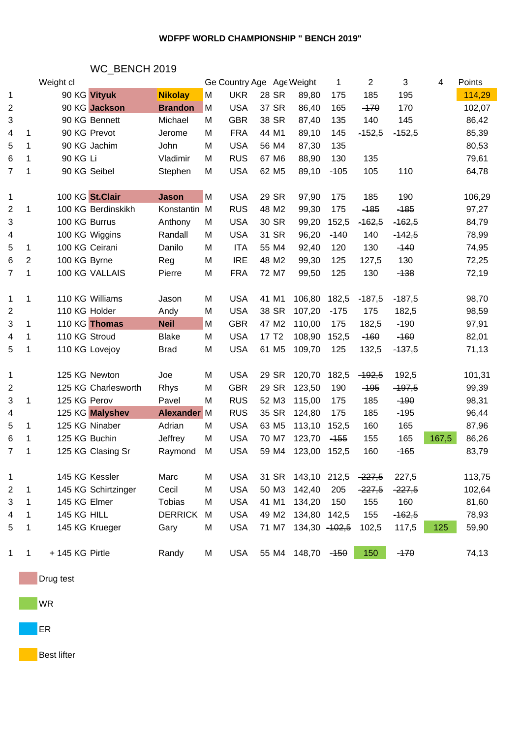**WDFPF WORLD CHAMPIONSHIP " BENCH 2019"**

WC_BENCH 2019

| | | Weight cl | | | Ge | Country | Age | Age | Weight | 1 | 2 | 3 | 4 | Points |
|---|---|---|---|---|---|---|---|---|---|---|---|---|---|---|
| 1 | | 90 KG | **Vityuk** | **Nikolay** | M | UKR | 28 | SR | 89,80 | 175 | 185 | 195 | | 114,29 |
| 2 | | 90 KG | **Jackson** | **Brandon** | M | USA | 37 | SR | 86,40 | 165 | ~~170~~ | 170 | | 102,07 |
| 3 | | 90 KG | Bennett | Michael | M | GBR | 38 | SR | 87,40 | 135 | 140 | 145 | | 86,42 |
| 4 | 1 | 90 KG | Prevot | Jerome | M | FRA | 44 | M1 | 89,10 | 145 | ~~152,5~~ | ~~152,5~~ | | 85,39 |
| 5 | 1 | 90 KG | Jachim | John | M | USA | 56 | M4 | 87,30 | 135 | | | | 80,53 |
| 6 | 1 | 90 KG | Li | Vladimir | M | RUS | 67 | M6 | 88,90 | 130 | 135 | | | 79,61 |
| 7 | 1 | 90 KG | Seibel | Stephen | M | USA | 62 | M5 | 89,10 | ~~105~~ | 105 | 110 | | 64,78 |
| | | | | | | | | | | | | | | |
| 1 | | 100 KG | **St.Clair** | **Jason** | M | USA | 29 | SR | 97,90 | 175 | 185 | 190 | | 106,29 |
| 2 | 1 | 100 KG | Berdinskikh | Konstantin | M | RUS | 48 | M2 | 99,30 | 175 | ~~185~~ | ~~185~~ | | 97,27 |
| 3 | | 100 KG | Burrus | Anthony | M | USA | 30 | SR | 99,20 | 152,5 | ~~162,5~~ | ~~162,5~~ | | 84,79 |
| 4 | | 100 KG | Wiggins | Randall | M | USA | 31 | SR | 96,20 | ~~140~~ | 140 | ~~142,5~~ | | 78,99 |
| 5 | 1 | 100 KG | Ceirani | Danilo | M | ITA | 55 | M4 | 92,40 | 120 | 130 | ~~140~~ | | 74,95 |
| 6 | 2 | 100 KG | Byrne | Reg | M | IRE | 48 | M2 | 99,30 | 125 | 127,5 | 130 | | 72,25 |
| 7 | 1 | 100 KG | VALLAIS | Pierre | M | FRA | 72 | M7 | 99,50 | 125 | 130 | ~~138~~ | | 72,19 |
| | | | | | | | | | | | | | | |
| 1 | 1 | 110 KG | Williams | Jason | M | USA | 41 | M1 | 106,80 | 182,5 | -187,5 | -187,5 | | 98,70 |
| 2 | | 110 KG | Holder | Andy | M | USA | 38 | SR | 107,20 | -175 | 175 | 182,5 | | 98,59 |
| 3 | 1 | 110 KG | **Thomas** | **Neil** | M | GBR | 47 | M2 | 110,00 | 175 | 182,5 | -190 | | 97,91 |
| 4 | 1 | 110 KG | Stroud | Blake | M | USA | 17 | T2 | 108,90 | 152,5 | ~~160~~ | ~~160~~ | | 82,01 |
| 5 | 1 | 110 KG | Lovejoy | Brad | M | USA | 61 | M5 | 109,70 | 125 | 132,5 | ~~137,5~~ | | 71,13 |
| | | | | | | | | | | | | | | |
| 1 | | 125 KG | Newton | Joe | M | USA | 29 | SR | 120,70 | 182,5 | ~~192,5~~ | 192,5 | | 101,31 |
| 2 | | 125 KG | Charlesworth | Rhys | M | GBR | 29 | SR | 123,50 | 190 | ~~195~~ | ~~197,5~~ | | 99,39 |
| 3 | 1 | 125 KG | Perov | Pavel | M | RUS | 52 | M3 | 115,00 | 175 | 185 | ~~190~~ | | 98,31 |
| 4 | | 125 KG | **Malyshev** | **Alexander** | M | RUS | 35 | SR | 124,80 | 175 | 185 | ~~195~~ | | 96,44 |
| 5 | 1 | 125 KG | Ninaber | Adrian | M | USA | 63 | M5 | 113,10 | 152,5 | 160 | 165 | | 87,96 |
| 6 | 1 | 125 KG | Buchin | Jeffrey | M | USA | 70 | M7 | 123,70 | ~~155~~ | 155 | 165 | 167,5 | 86,26 |
| 7 | 1 | 125 KG | Clasing Sr | Raymond | M | USA | 59 | M4 | 123,00 | 152,5 | 160 | ~~165~~ | | 83,79 |
| | | | | | | | | | | | | | | |
| 1 | | 145 KG | Kessler | Marc | M | USA | 31 | SR | 143,10 | 212,5 | ~~227,5~~ | 227,5 | | 113,75 |
| 2 | 1 | 145 KG | Schirtzinger | Cecil | M | USA | 50 | M3 | 142,40 | 205 | ~~227,5~~ | ~~227,5~~ | | 102,64 |
| 3 | 1 | 145 KG | Elmer | Tobias | M | USA | 41 | M1 | 134,20 | 150 | 155 | 160 | | 81,60 |
| 4 | 1 | 145 KG | HILL | DERRICK | M | USA | 49 | M2 | 134,80 | 142,5 | 155 | ~~162,5~~ | | 78,93 |
| 5 | 1 | 145 KG | Krueger | Gary | M | USA | 71 | M7 | 134,30 | ~~102,5~~ | 102,5 | 117,5 | 125 | 59,90 |
| | | | | | | | | | | | | | | |
| 1 | 1 | + 145 KG | Pirtle | Randy | M | USA | 55 | M4 | 148,70 | ~~150~~ | 150 | ~~170~~ | | 74,13 |

Legend:

- Drug test
- WR
- ER
- Best lifter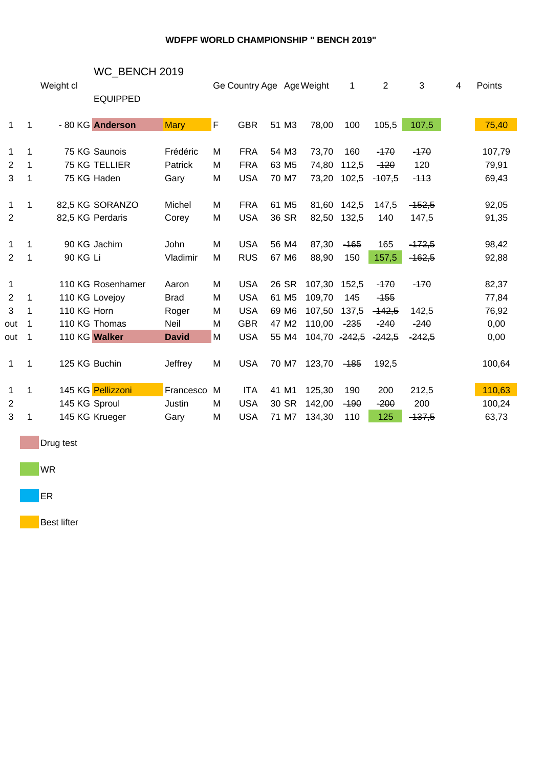**WDFPF WORLD CHAMPIONSHIP " BENCH 2019"**

WC_BENCH 2019

EQUIPPED

| | | Weight cl | | | Ge | Country | Age | Age | Weight | 1 | 2 | 3 | 4 | Points |
|---|---|---|---|---|---|---|---|---|---|---|---|---|---|---|
| 1 | 1 | - 80 KG | **Anderson** | Mary | F | GBR | 51 | M3 | 78,00 | 100 | 105,5 | 107,5 | | 75,40 |
| | | | | | | | | | | | | | | |
| 1 | 1 | 75 KG | Saunois | Frédéric | M | FRA | 54 | M3 | 73,70 | 160 | ~~170~~ | ~~170~~ | | 107,79 |
| 2 | 1 | 75 KG | TELLIER | Patrick | M | FRA | 63 | M5 | 74,80 | 112,5 | ~~120~~ | 120 | | 79,91 |
| 3 | 1 | 75 KG | Haden | Gary | M | USA | 70 | M7 | 73,20 | 102,5 | ~~107,5~~ | ~~113~~ | | 69,43 |
| | | | | | | | | | | | | | | |
| 1 | 1 | 82,5 KG | SORANZO | Michel | M | FRA | 61 | M5 | 81,60 | 142,5 | 147,5 | ~~152,5~~ | | 92,05 |
| 2 | | 82,5 KG | Perdaris | Corey | M | USA | 36 | SR | 82,50 | 132,5 | 140 | 147,5 | | 91,35 |
| | | | | | | | | | | | | | | |
| 1 | 1 | 90 KG | Jachim | John | M | USA | 56 | M4 | 87,30 | ~~165~~ | 165 | ~~172,5~~ | | 98,42 |
| 2 | 1 | 90 KG | Li | Vladimir | M | RUS | 67 | M6 | 88,90 | 150 | 157,5 | ~~162,5~~ | | 92,88 |
| | | | | | | | | | | | | | | |
| 1 | | 110 KG | Rosenhamer | Aaron | M | USA | 26 | SR | 107,30 | 152,5 | ~~170~~ | ~~170~~ | | 82,37 |
| 2 | 1 | 110 KG | Lovejoy | Brad | M | USA | 61 | M5 | 109,70 | 145 | ~~155~~ | | | 77,84 |
| 3 | 1 | 110 KG | Horn | Roger | M | USA | 69 | M6 | 107,50 | 137,5 | ~~142,5~~ | 142,5 | | 76,92 |
| out | 1 | 110 KG | Thomas | Neil | M | GBR | 47 | M2 | 110,00 | ~~235~~ | ~~240~~ | ~~240~~ | | 0,00 |
| out | 1 | 110 KG | **Walker** | **David** | M | USA | 55 | M4 | 104,70 | ~~242,5~~ | ~~242,5~~ | ~~242,5~~ | | 0,00 |
| | | | | | | | | | | | | | | |
| 1 | 1 | 125 KG | Buchin | Jeffrey | M | USA | 70 | M7 | 123,70 | ~~185~~ | 192,5 | | | 100,64 |
| | | | | | | | | | | | | | | |
| 1 | 1 | 145 KG | Pellizzoni | Francesco | M | ITA | 41 | M1 | 125,30 | 190 | 200 | 212,5 | | 110,63 |
| 2 | | 145 KG | Sproul | Justin | M | USA | 30 | SR | 142,00 | ~~190~~ | ~~200~~ | 200 | | 100,24 |
| 3 | 1 | 145 KG | Krueger | Gary | M | USA | 71 | M7 | 134,30 | 110 | 125 | ~~137,5~~ | | 63,73 |

Drug test

WR

ER

Best lifter